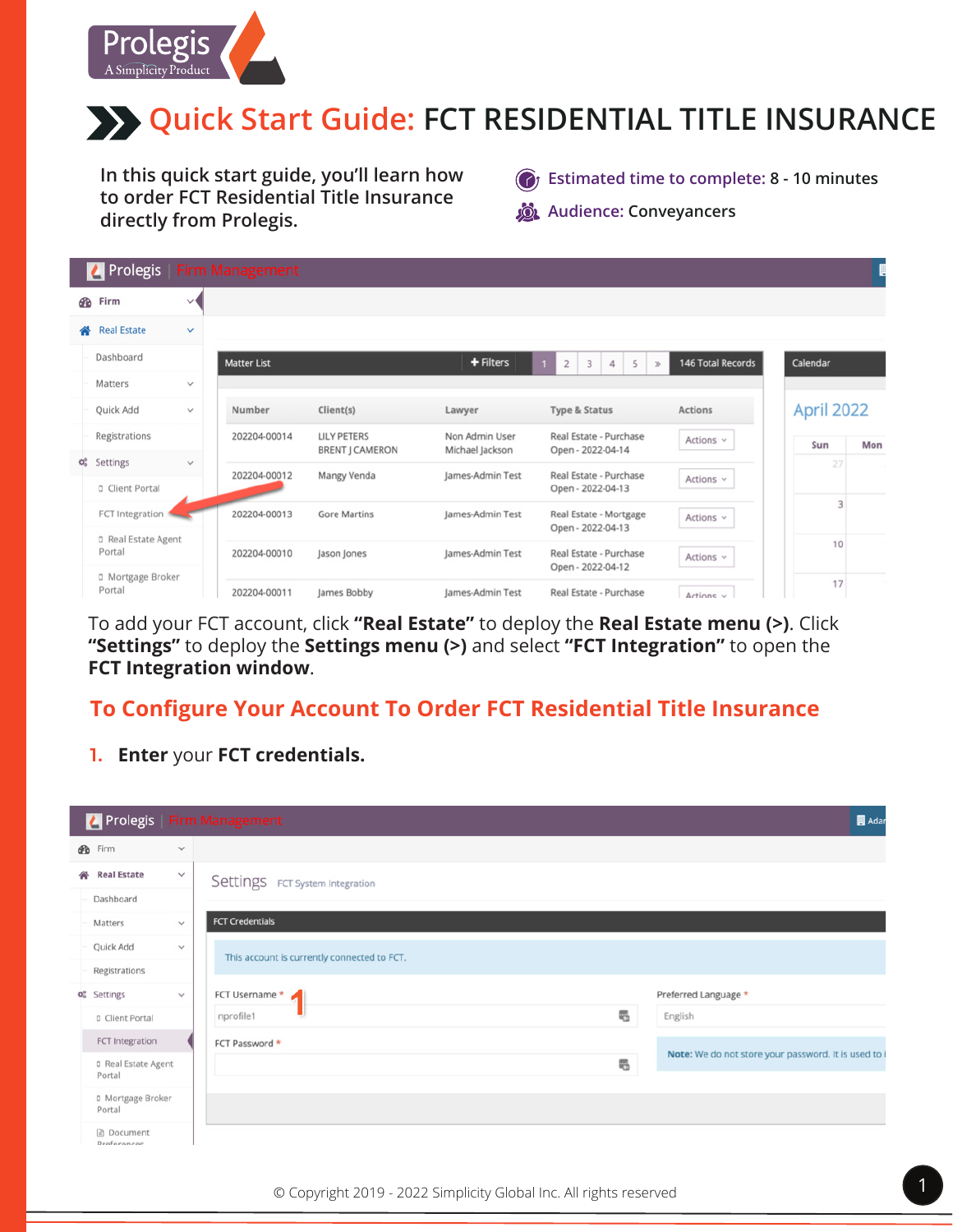# Quick Start Guide: FCT RESIDENTIAL TITLE INSURANCE

In this quick start guide, you'll learn how to order FCT Residential Title Insurance directly from Prolegis.

Estimated time to complete: 8 - 10 minutes

Audience: Conveyancers

To add your FCT account, click **"Real Estate"** to deploy the **Real Estate menu (>)**. Click **"Settings"** to deploy the **Settings menu (>)** and select **"FCT Integration"** to open the **FCT Integration window**.

## To Configure Your Account To Order FCT Residential Title Insurance

1. **Enter** your **FCT credentials.**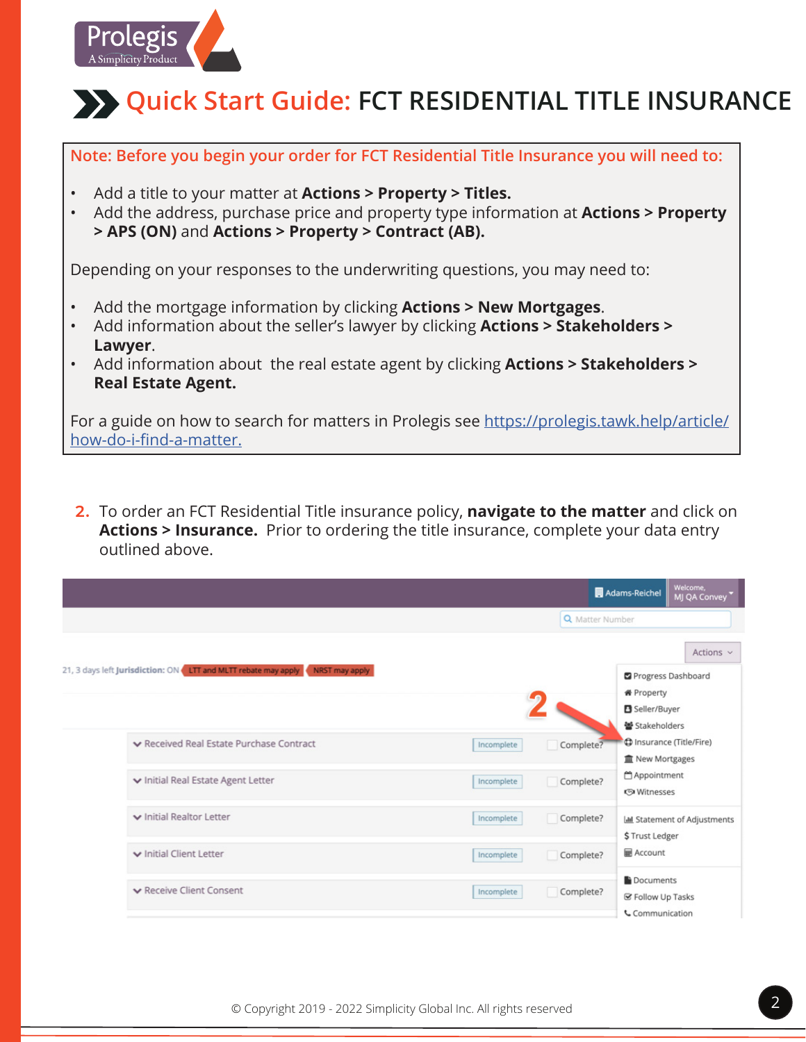# Quick Start Guide: FCT RESIDENTIAL TITLE INSURANCE

**Note: Before you begin your order for FCT Residential Title Insurance you will need to:**

- Add a title to your matter at **Actions > Property > Titles.**
- Add the address, purchase price and property type information at **Actions > Property > APS (ON)** and **Actions > Property > Contract (AB).**

Depending on your responses to the underwriting questions, you may need to:

- Add the mortgage information by clicking **Actions > New Mortgages**.
- Add information about the seller's lawyer by clicking **Actions > Stakeholders > Lawyer**.
- Add information about the real estate agent by clicking **Actions > Stakeholders > Real Estate Agent.**

For a guide on how to search for matters in Prolegis see [https://prolegis.tawk.help/article/how-do-i-find-a-matter.](https://prolegis.tawk.help/article/how-do-i-find-a-matter)

2. To order an FCT Residential Title insurance policy, **navigate to the matter** and click on **Actions > Insurance.** Prior to ordering the title insurance, complete your data entry outlined above.

© Copyright 2019 - 2022 Simplicity Global Inc. All rights reserved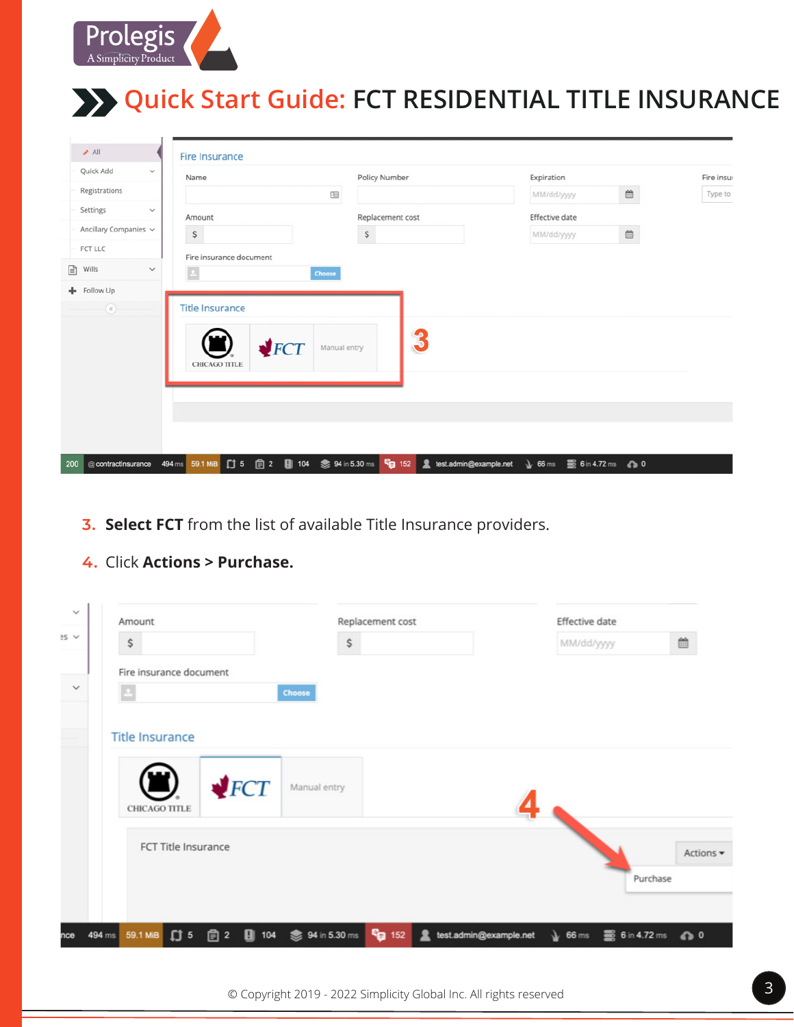# Quick Start Guide: FCT RESIDENTIAL TITLE INSURANCE

3. **Select FCT** from the list of available Title Insurance providers.
4. Click **Actions > Purchase.**

© Copyright 2019 - 2022 Simplicity Global Inc. All rights reserved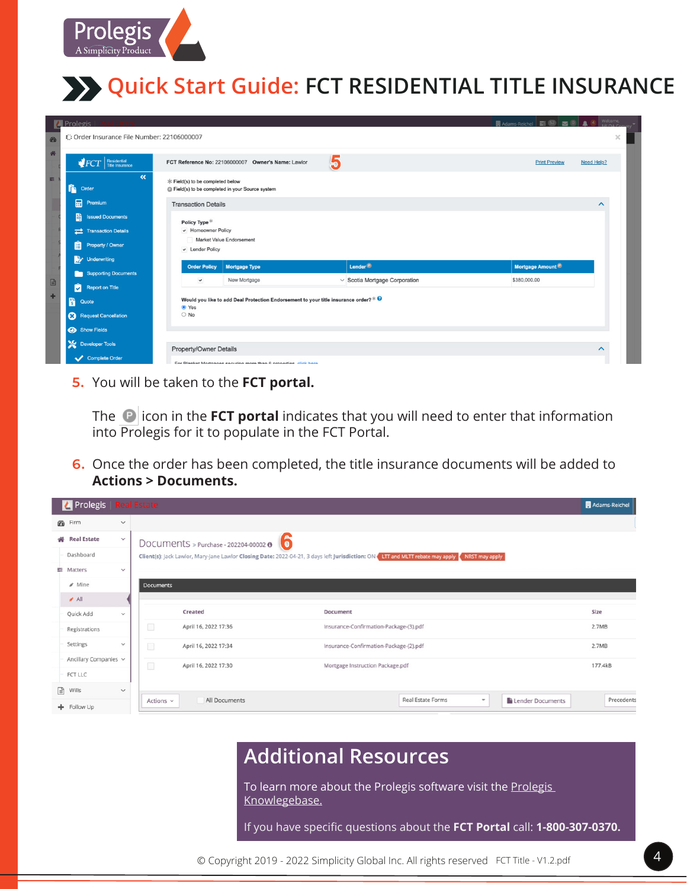# Quick Start Guide: FCT RESIDENTIAL TITLE INSURANCE

5. You will be taken to the **FCT portal.**

   The Ⓟ icon in the **FCT portal** indicates that you will need to enter that information into Prolegis for it to populate in the FCT Portal.

6. Once the order has been completed, the title insurance documents will be added to **Actions > Documents.**

## Additional Resources

To learn more about the Prolegis software visit the Prolegis Knowledgebase.

If you have specific questions about the **FCT Portal** call: **1-800-307-0370.**

© Copyright 2019 - 2022 Simplicity Global Inc. All rights reserved FCT Title - V1.2.pdf